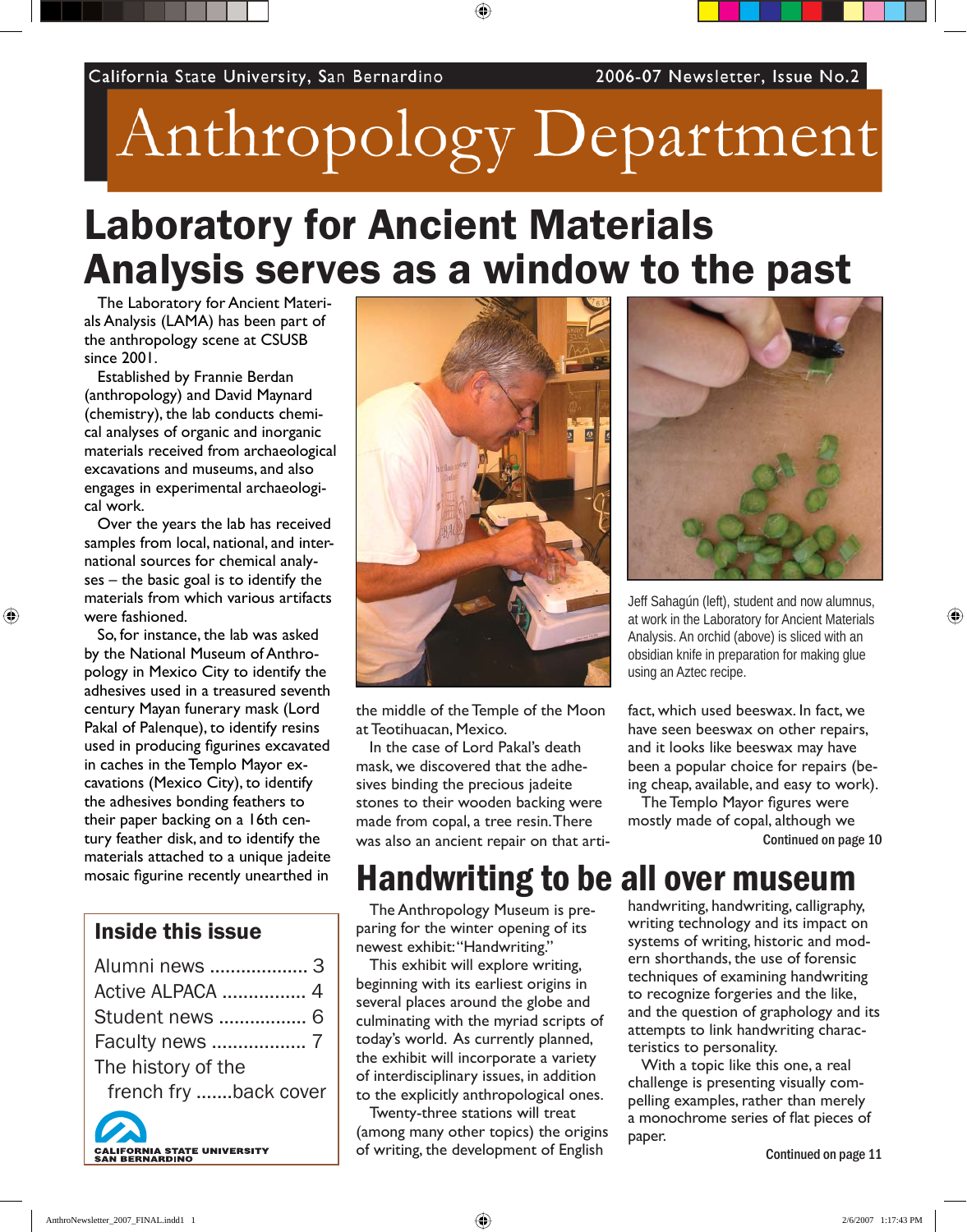California State University, San Bernardino — 2006-07 Newsletter, Issue No.2

# Anthropology Department

## Laboratory for Ancient Materials Analysis serves as a window to the past

The Laboratory for Ancient Materials Analysis (LAMA) has been part of the anthropology scene at CSUSB since 2001.

Established by Frannie Berdan (anthropology) and David Maynard (chemistry), the lab conducts chemical analyses of organic and inorganic materials received from archaeological excavations and museums, and also engages in experimental archaeological work.

Over the years the lab has received samples from local, national, and international sources for chemical analyses – the basic goal is to identify the materials from which various artifacts were fashioned.

So, for instance, the lab was asked by the National Museum of Anthropology in Mexico City to identify the adhesives used in a treasured seventh century Mayan funerary mask (Lord Pakal of Palenque), to identify resins used in producing figurines excavated in caches in the Templo Mayor excavations (Mexico City), to identify the adhesives bonding feathers to their paper backing on a 16th century feather disk, and to identify the materials attached to a unique jadeite mosaic figurine recently unearthed in the middle of the Temple of the Moon at Teotihuacan, Mexico.

In the case of Lord Pakal's death mask, we discovered that the adhesives binding the precious jadeite stones to their wooden backing were made from copal, a tree resin. There was also an ancient repair on that artifact, which used beeswax. In fact, we have seen beeswax on other repairs, and it looks like beeswax may have been a popular choice for repairs (being cheap, available, and easy to work).

The Templo Mayor figures were mostly made of copal, although we

Continued on page 10

Jeff Sahagún (left), student and now alumnus, at work in the Laboratory for Ancient Materials Analysis. An orchid (above) is sliced with an obsidian knife in preparation for making glue using an Aztec recipe.

## Handwriting to be all over museum

The Anthropology Museum is preparing for the winter opening of its newest exhibit: "Handwriting."

This exhibit will explore writing, beginning with its earliest origins in several places around the globe and culminating with the myriad scripts of today's world. As currently planned, the exhibit will incorporate a variety of interdisciplinary issues, in addition to the explicitly anthropological ones.

Twenty-three stations will treat (among many other topics) the origins of writing, the development of English handwriting, handwriting, calligraphy, writing technology and its impact on systems of writing, historic and modern shorthands, the use of forensic techniques of examining handwriting to recognize forgeries and the like, and the question of graphology and its attempts to link handwriting characteristics to personality.

With a topic like this one, a real challenge is presenting visually compelling examples, rather than merely a monochrome series of flat pieces of paper.

Continued on page 11

### Inside this issue

- Alumni news ................... 3
- Active ALPACA ................ 4
- Student news ................. 6
- Faculty news .................. 7
- The history of the french fry .......back cover

CALIFORNIA STATE UNIVERSITY SAN BERNARDINO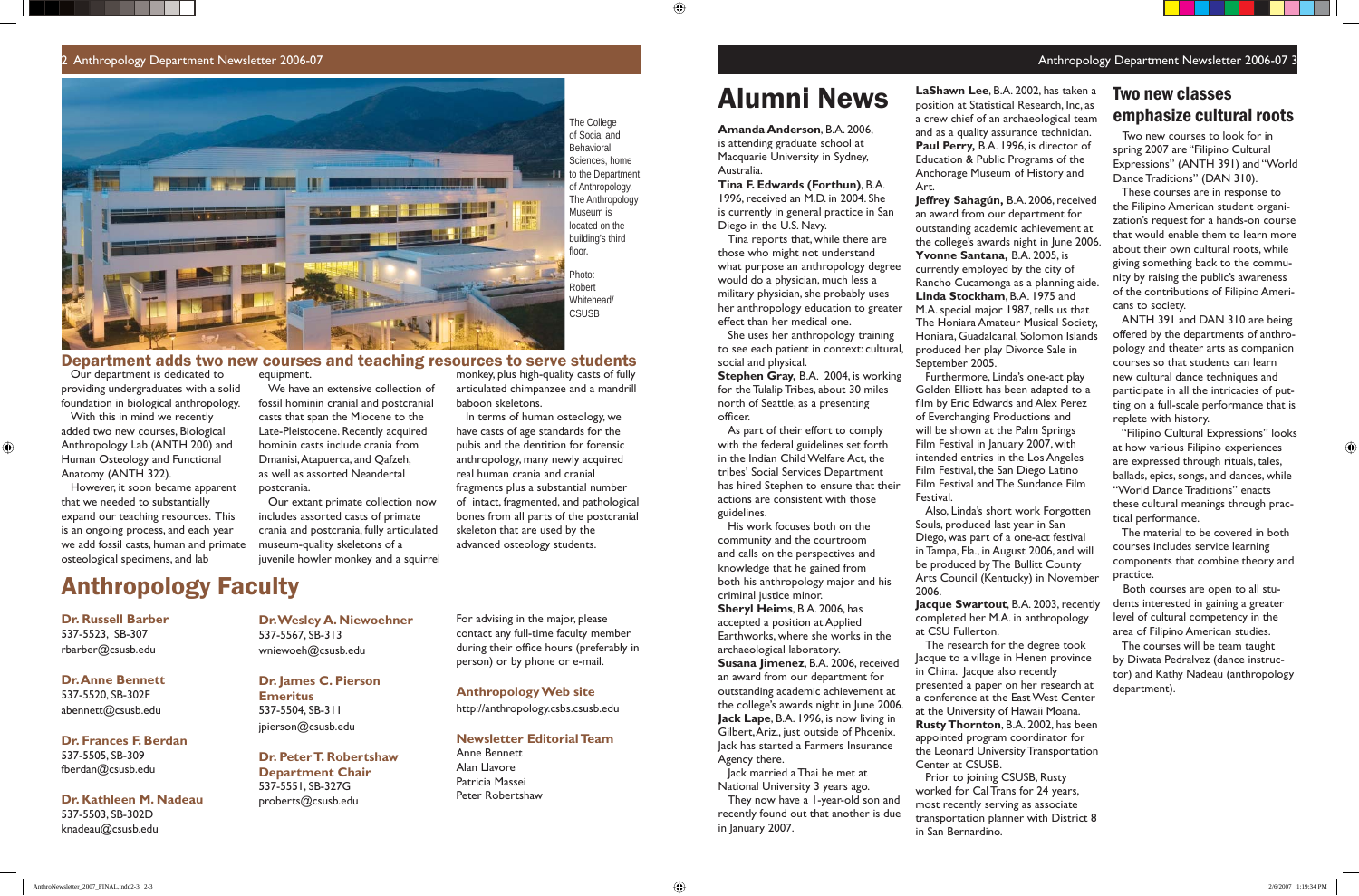The College of Social and Behavioral Sciences, home to the Department of Anthropology. The Anthropology Museum is located on the building's third floor.

Photo: Robert Whitehead/ CSUSB

## Department adds two new courses and teaching resources to serve students

Our department is dedicated to providing undergraduates with a solid foundation in biological anthropology.

With this in mind we recently added two new courses, Biological Anthropology Lab (ANTH 200) and Human Osteology and Functional Anatomy (ANTH 322).

However, it soon became apparent that we needed to substantially expand our teaching resources. This is an ongoing process, and each year we add fossil casts, human and primate osteological specimens, and lab equipment.

We have an extensive collection of fossil hominin cranial and postcranial casts that span the Miocene to the Late-Pleistocene. Recently acquired hominin casts include crania from Dmanisi, Atapuerca, and Qafzeh, as well as assorted Neandertal postcrania.

Our extant primate collection now includes assorted casts of primate crania and postcrania, fully articulated museum-quality skeletons of a juvenile howler monkey and a squirrel monkey, plus high-quality casts of fully articulated chimpanzee and a mandrill baboon skeletons.

In terms of human osteology, we have casts of age standards for the pubis and the dentition for forensic anthropology, many newly acquired real human crania and cranial fragments plus a substantial number of intact, fragmented, and pathological bones from all parts of the postcranial skeleton that are used by the advanced osteology students.

## Anthropology Faculty

**Dr. Russell Barber**
537-5523, SB-307
rbarber@csusb.edu

**Dr. Anne Bennett**
537-5520, SB-302F
abennett@csusb.edu

**Dr. Frances F. Berdan**
537-5505, SB-309
fberdan@csusb.edu

**Dr. Kathleen M. Nadeau**
537-5503, SB-302D
knadeau@csusb.edu

**Dr. Wesley A. Niewoehner**
537-5567, SB-313
wniewoeh@csusb.edu

**Dr. James C. Pierson Emeritus**
537-5504, SB-311
jpierson@csusb.edu

**Dr. Peter T. Robertshaw Department Chair**
537-5551, SB-327G
proberts@csusb.edu

For advising in the major, please contact any full-time faculty member during their office hours (preferably in person) or by phone or e-mail.

**Anthropology Web site**
http://anthropology.csbs.csusb.edu

**Newsletter Editorial Team**
Anne Bennett
Alan Llavore
Patricia Massei
Peter Robertshaw

# Alumni News

**Amanda Anderson**, B.A. 2006, is attending graduate school at Macquarie University in Sydney, Australia.

**Tina F. Edwards (Forthun)**, B.A. 1996, received an M.D. in 2004. She is currently in general practice in San Diego in the U.S. Navy.

Tina reports that, while there are those who might not understand what purpose an anthropology degree would do a physician, much less a military physician, she probably uses her anthropology education to greater effect than her medical one.

She uses her anthropology training to see each patient in context: cultural, social and physical.

**Stephen Gray,** B.A. 2004, is working for the Tulalip Tribes, about 30 miles north of Seattle, as a presenting officer.

As part of their effort to comply with the federal guidelines set forth in the Indian Child Welfare Act, the tribes' Social Services Department has hired Stephen to ensure that their actions are consistent with those guidelines.

His work focuses both on the community and the courtroom and calls on the perspectives and knowledge that he gained from both his anthropology major and his criminal justice minor.

**Sheryl Heims**, B.A. 2006, has accepted a position at Applied Earthworks, where she works in the archaeological laboratory.

**Susana Jimenez**, B.A. 2006, received an award from our department for outstanding academic achievement at the college's awards night in June 2006.

**Jack Lape**, B.A. 1996, is now living in Gilbert, Ariz., just outside of Phoenix. Jack has started a Farmers Insurance Agency there.

Jack married a Thai he met at National University 3 years ago.

They now have a 1-year-old son and recently found out that another is due in January 2007.

**LaShawn Lee**, B.A. 2002, has taken a position at Statistical Research, Inc, as a crew chief of an archaeological team and as a quality assurance technician.

**Paul Perry,** B.A. 1996, is director of Education & Public Programs of the Anchorage Museum of History and Art.

**Jeffrey Sahagún,** B.A. 2006, received an award from our department for outstanding academic achievement at the college's awards night in June 2006.

**Yvonne Santana,** B.A. 2005, is currently employed by the city of Rancho Cucamonga as a planning aide.

**Linda Stockham**, B.A. 1975 and M.A. special major 1987, tells us that The Honiara Amateur Musical Society, Honiara, Guadalcanal, Solomon Islands produced her play Divorce Sale in September 2005.

Furthermore, Linda's one-act play Golden Elliott has been adapted to a film by Eric Edwards and Alex Perez of Everchanging Productions and will be shown at the Palm Springs Film Festival in January 2007, with intended entries in the Los Angeles Film Festival, the San Diego Latino Film Festival and The Sundance Film Festival.

Also, Linda's short work Forgotten Souls, produced last year in San Diego, was part of a one-act festival in Tampa, Fla., in August 2006, and will be produced by The Bullitt County Arts Council (Kentucky) in November 2006.

**Jacque Swartout**, B.A. 2003, recently completed her M.A. in anthropology at CSU Fullerton.

The research for the degree took Jacque to a village in Henen province in China. Jacque also recently presented a paper on her research at a conference at the East West Center at the University of Hawaii Moana.

**Rusty Thornton**, B.A. 2002, has been appointed program coordinator for the Leonard University Transportation Center at CSUSB.

Prior to joining CSUSB, Rusty worked for Cal Trans for 24 years, most recently serving as associate transportation planner with District 8 in San Bernardino.

## Two new classes emphasize cultural roots

Two new courses to look for in spring 2007 are "Filipino Cultural Expressions" (ANTH 391) and "World Dance Traditions" (DAN 310).

These courses are in response to the Filipino American student organization's request for a hands-on course that would enable them to learn more about their own cultural roots, while giving something back to the community by raising the public's awareness of the contributions of Filipino Americans to society.

ANTH 391 and DAN 310 are being offered by the departments of anthropology and theater arts as companion courses so that students can learn new cultural dance techniques and participate in all the intricacies of putting on a full-scale performance that is replete with history.

"Filipino Cultural Expressions" looks at how various Filipino experiences are expressed through rituals, tales, ballads, epics, songs, and dances, while "World Dance Traditions" enacts these cultural meanings through practical performance.

The material to be covered in both courses includes service learning components that combine theory and practice.

Both courses are open to all students interested in gaining a greater level of cultural competency in the area of Filipino American studies.

The courses will be team taught by Diwata Pedralvez (dance instructor) and Kathy Nadeau (anthropology department).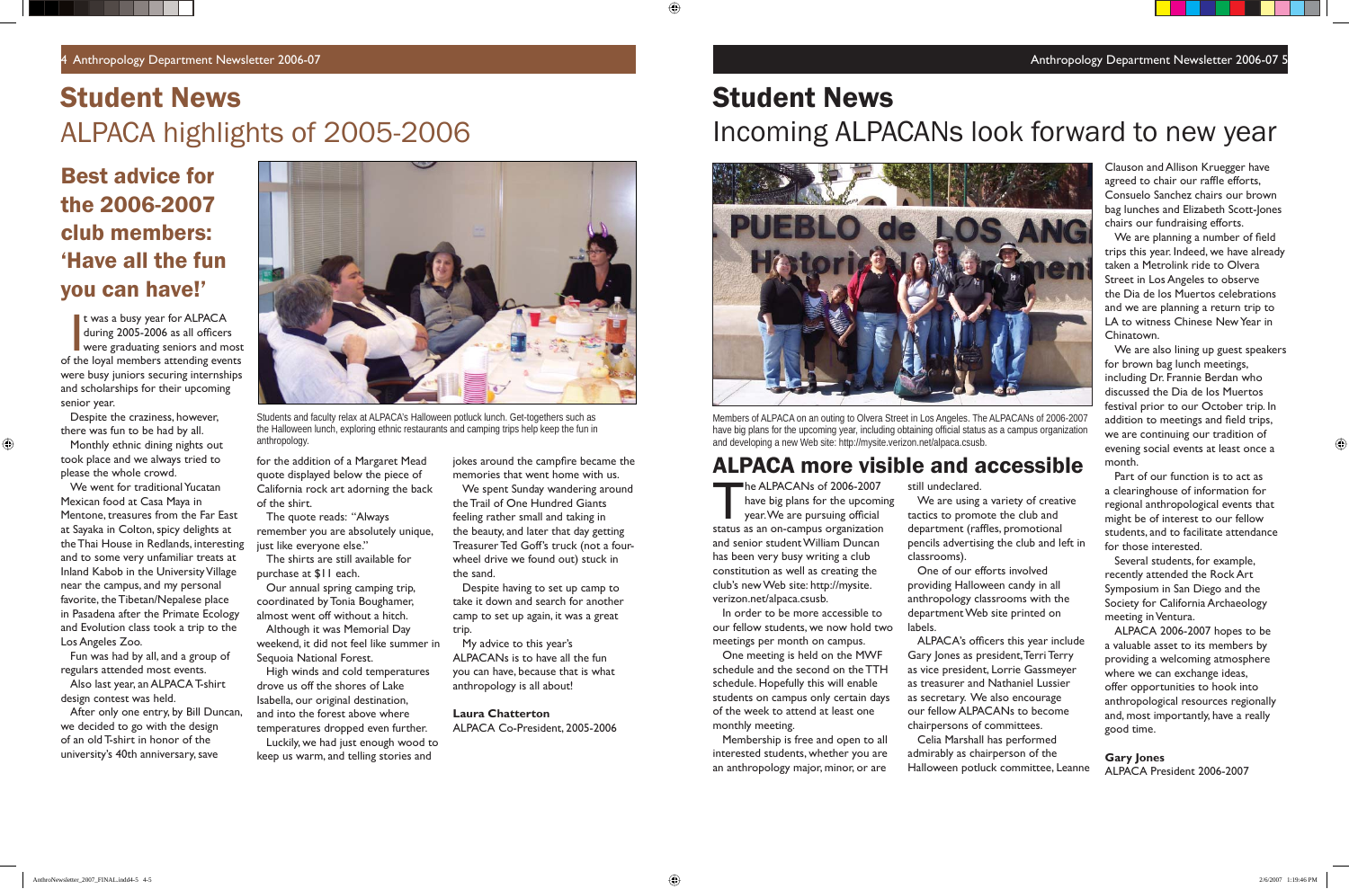# Student News

## ALPACA highlights of 2005-2006

### Best advice for the 2006-2007 club members: 'Have all the fun you can have!'

It was a busy year for ALPACA during 2005-2006 as all officers were graduating seniors and most of the loyal members attending events were busy juniors securing internships and scholarships for their upcoming senior year.

Despite the craziness, however, there was fun to be had by all.

Monthly ethnic dining nights out took place and we always tried to please the whole crowd.

We went for traditional Yucatan Mexican food at Casa Maya in Mentone, treasures from the Far East at Sayaka in Colton, spicy delights at the Thai House in Redlands, interesting and to some very unfamiliar treats at Inland Kabob in the University Village near the campus, and my personal favorite, the Tibetan/Nepalese place in Pasadena after the Primate Ecology and Evolution class took a trip to the Los Angeles Zoo.

Fun was had by all, and a group of regulars attended most events.

Also last year, an ALPACA T-shirt design contest was held.

After only one entry, by Bill Duncan, we decided to go with the design of an old T-shirt in honor of the university's 40th anniversary, save for the addition of a Margaret Mead quote displayed below the piece of California rock art adorning the back of the shirt.

The quote reads: "Always remember you are absolutely unique, just like everyone else."

The shirts are still available for purchase at $11 each.

Our annual spring camping trip, coordinated by Tonia Boughamer, almost went off without a hitch.

Although it was Memorial Day weekend, it did not feel like summer in Sequoia National Forest.

High winds and cold temperatures drove us off the shores of Lake Isabella, our original destination, and into the forest above where temperatures dropped even further.

Luckily, we had just enough wood to keep us warm, and telling stories and jokes around the campfire became the memories that went home with us.

We spent Sunday wandering around the Trail of One Hundred Giants feeling rather small and taking in the beauty, and later that day getting Treasurer Ted Goff's truck (not a four-wheel drive we found out) stuck in the sand.

Despite having to set up camp to take it down and search for another camp to set up again, it was a great trip.

My advice to this year's ALPACANs is to have all the fun you can have, because that is what anthropology is all about!

**Laura Chatterton**
ALPACA Co-President, 2005-2006

Students and faculty relax at ALPACA's Halloween potluck lunch. Get-togethers such as the Halloween lunch, exploring ethnic restaurants and camping trips help keep the fun in anthropology.

# Student News

## Incoming ALPACANs look forward to new year

Members of ALPACA on an outing to Olvera Street in Los Angeles. The ALPACANs of 2006-2007 have big plans for the upcoming year, including obtaining official status as a campus organization and developing a new Web site: http://mysite.verizon.net/alpaca.csusb.

### ALPACA more visible and accessible

The ALPACANs of 2006-2007 have big plans for the upcoming year. We are pursuing official status as an on-campus organization and senior student William Duncan has been very busy writing a club constitution as well as creating the club's new Web site: http://mysite.verizon.net/alpaca.csusb.

In order to be more accessible to our fellow students, we now hold two meetings per month on campus.

One meeting is held on the MWF schedule and the second on the TTH schedule. Hopefully this will enable students on campus only certain days of the week to attend at least one monthly meeting.

Membership is free and open to all interested students, whether you are an anthropology major, minor, or are still undeclared.

We are using a variety of creative tactics to promote the club and department (raffles, promotional pencils advertising the club and left in classrooms).

One of our efforts involved providing Halloween candy in all anthropology classrooms with the department Web site printed on labels.

ALPACA's officers this year include Gary Jones as president, Terri Terry as vice president, Lorrie Gassmeyer as treasurer and Nathaniel Lussier as secretary. We also encourage our fellow ALPACANs to become chairpersons of committees.

Celia Marshall has performed admirably as chairperson of the Halloween potluck committee, Leanne Clauson and Allison Kruegger have agreed to chair our raffle efforts, Consuelo Sanchez chairs our brown bag lunches and Elizabeth Scott-Jones chairs our fundraising efforts.

We are planning a number of field trips this year. Indeed, we have already taken a Metrolink ride to Olvera Street in Los Angeles to observe the Dia de los Muertos celebrations and we are planning a return trip to LA to witness Chinese New Year in Chinatown.

We are also lining up guest speakers for brown bag lunch meetings, including Dr. Frannie Berdan who discussed the Dia de los Muertos festival prior to our October trip. In addition to meetings and field trips, we are continuing our tradition of evening social events at least once a month.

Part of our function is to act as a clearinghouse of information for regional anthropological events that might be of interest to our fellow students and to facilitate attendance for those interested.

Several students, for example, recently attended the Rock Art Symposium in San Diego and the Society for California Archaeology meeting in Ventura.

ALPACA 2006-2007 hopes to be a valuable asset to its members by providing a welcoming atmosphere where we can exchange ideas, offer opportunities to hook into anthropological resources regionally and, most importantly, have a really good time.

**Gary Jones**
ALPACA President 2006-2007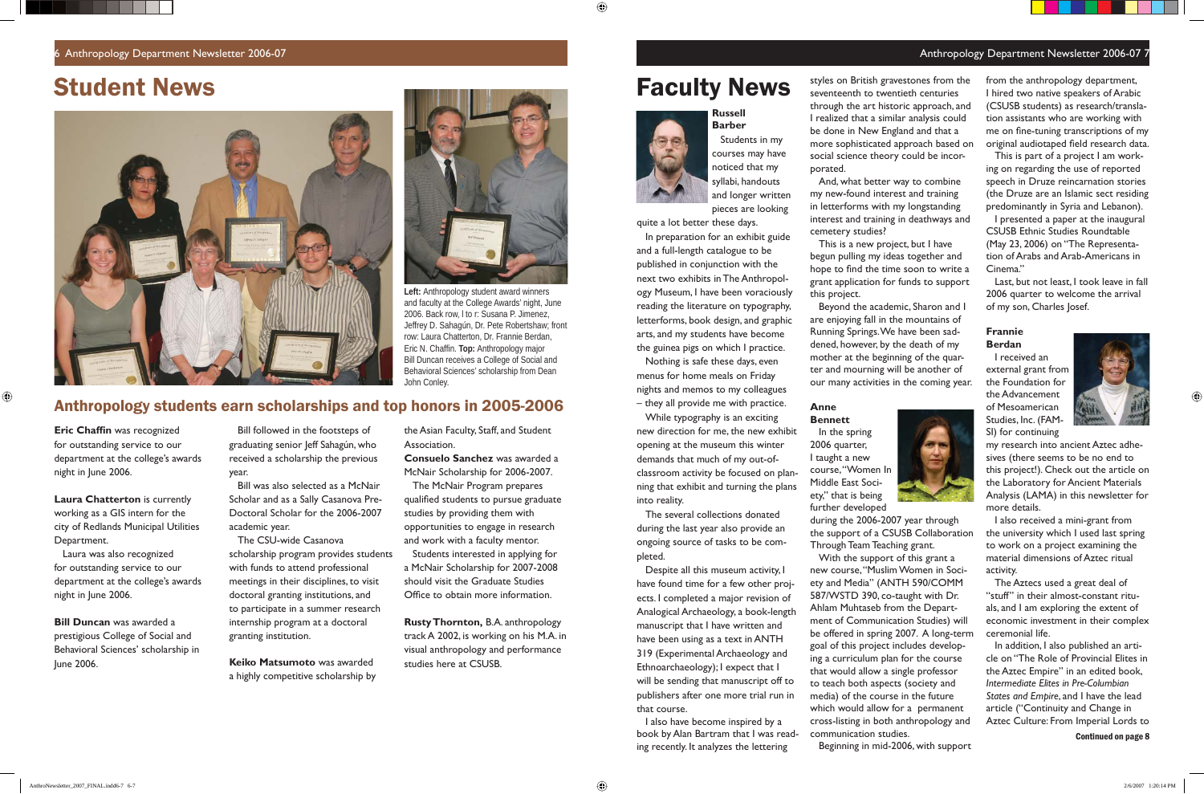# Student News

**Left:** Anthropology student award winners and faculty at the College Awards' night, June 2006. Back row, l to r: Susana P. Jimenez, Jeffrey D. Sahagún, Dr. Pete Robertshaw; front row: Laura Chatterton, Dr. Frannie Berdan, Eric N. Chaffin. **Top:** Anthropology major Bill Duncan receives a College of Social and Behavioral Sciences' scholarship from Dean John Conley.

## Anthropology students earn scholarships and top honors in 2005-2006

**Eric Chaffin** was recognized for outstanding service to our department at the college's awards night in June 2006.

**Laura Chatterton** is currently working as a GIS intern for the city of Redlands Municipal Utilities Department.

Laura was also recognized for outstanding service to our department at the college's awards night in June 2006.

**Bill Duncan** was awarded a prestigious College of Social and Behavioral Sciences' scholarship in June 2006.

Bill followed in the footsteps of graduating senior Jeff Sahagún, who received a scholarship the previous year.

Bill was also selected as a McNair Scholar and as a Sally Casanova Pre-Doctoral Scholar for the 2006-2007 academic year.

The CSU-wide Casanova scholarship program provides students with funds to attend professional meetings in their disciplines, to visit doctoral granting institutions, and to participate in a summer research internship program at a doctoral granting institution.

**Keiko Matsumoto** was awarded a highly competitive scholarship by the Asian Faculty, Staff, and Student Association.

**Consuelo Sanchez** was awarded a McNair Scholarship for 2006-2007.

The McNair Program prepares qualified students to pursue graduate studies by providing them with opportunities to engage in research and work with a faculty mentor.

Students interested in applying for a McNair Scholarship for 2007-2008 should visit the Graduate Studies Office to obtain more information.

**Rusty Thornton,** B.A. anthropology track A 2002, is working on his M.A. in visual anthropology and performance studies here at CSUSB.

# Faculty News

### Russell Barber

Students in my courses may have noticed that my syllabi, handouts and longer written pieces are looking quite a lot better these days.

In preparation for an exhibit guide and a full-length catalogue to be published in conjunction with the next two exhibits in The Anthropology Museum, I have been voraciously reading the literature on typography, letterforms, book design, and graphic arts, and my students have become the guinea pigs on which I practice.

Nothing is safe these days, even menus for home meals on Friday nights and memos to my colleagues – they all provide me with practice.

While typography is an exciting new direction for me, the new exhibit opening at the museum this winter demands that much of my out-of-classroom activity be focused on planning that exhibit and turning the plans into reality.

The several collections donated during the last year also provide an ongoing source of tasks to be completed.

Despite all this museum activity, I have found time for a few other projects. I completed a major revision of Analogical Archaeology, a book-length manuscript that I have written and have been using as a text in ANTH 319 (Experimental Archaeology and Ethnoarchaeology); I expect that I will be sending that manuscript off to publishers after one more trial run in that course.

I also have become inspired by a book by Alan Bartram that I was reading recently. It analyzes the lettering styles on British gravestones from the seventeenth to twentieth centuries through the art historic approach, and I realized that a similar analysis could be done in New England and that a more sophisticated approach based on social science theory could be incorporated.

And, what better way to combine my new-found interest and training in letterforms with my longstanding interest and training in deathways and cemetery studies?

This is a new project, but I have begun pulling my ideas together and hope to find the time soon to write a grant application for funds to support this project.

Beyond the academic, Sharon and I are enjoying fall in the mountains of Running Springs. We have been saddened, however, by the death of my mother at the beginning of the quarter and mourning will be another of our many activities in the coming year.

### Anne Bennett

In the spring 2006 quarter, I taught a new course, "Women In Middle East Society," that is being further developed during the 2006-2007 year through the support of a CSUSB Collaboration Through Team Teaching grant.

With the support of this grant a new course, "Muslim Women in Society and Media" (ANTH 590/COMM 587/WSTD 390, co-taught with Dr. Ahlam Muhtaseb from the Department of Communication Studies) will be offered in spring 2007. A long-term goal of this project includes developing a curriculum plan for the course that would allow a single professor to teach both aspects (society and media) of the course in the future which would allow for a permanent cross-listing in both anthropology and communication studies.

Beginning in mid-2006, with support from the anthropology department, I hired two native speakers of Arabic (CSUSB students) as research/translation assistants who are working with me on fine-tuning transcriptions of my original audiotaped field research data.

This is part of a project I am working on regarding the use of reported speech in Druze reincarnation stories (the Druze are an Islamic sect residing predominantly in Syria and Lebanon).

I presented a paper at the inaugural CSUSB Ethnic Studies Roundtable (May 23, 2006) on "The Representation of Arabs and Arab-Americans in Cinema."

Last, but not least, I took leave in fall 2006 quarter to welcome the arrival of my son, Charles Josef.

### Frannie Berdan

I received an external grant from the Foundation for the Advancement of Mesoamerican Studies, Inc. (FAMSI) for continuing my research into ancient Aztec adhesives (there seems to be no end to this project!). Check out the article on the Laboratory for Ancient Materials Analysis (LAMA) in this newsletter for more details.

I also received a mini-grant from the university which I used last spring to work on a project examining the material dimensions of Aztec ritual activity.

The Aztecs used a great deal of "stuff" in their almost-constant rituals, and I am exploring the extent of economic investment in their complex ceremonial life.

In addition, I also published an article on "The Role of Provincial Elites in the Aztec Empire" in an edited book, *Intermediate Elites in Pre-Columbian States and Empire*, and I have the lead article ("Continuity and Change in Aztec Culture: From Imperial Lords to

**Continued on page 8**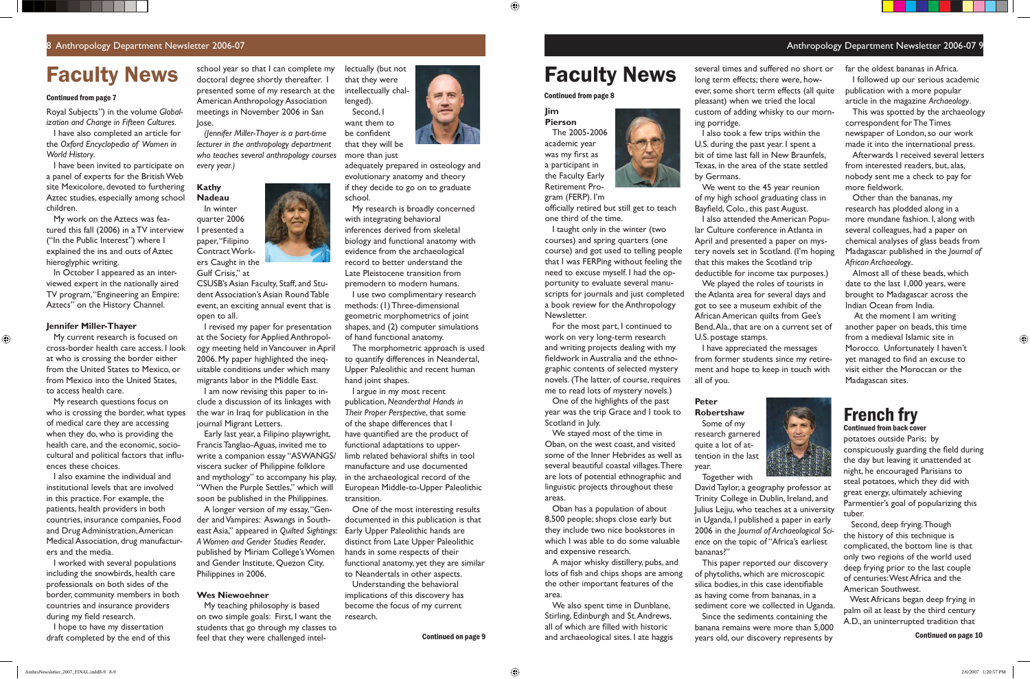# Faculty News

**Continued from page 7**

Royal Subjects") in the volume *Globalization and Change in Fifteen Cultures*.

I have also completed an article for the *Oxford Encyclopedia of Women in World History*.

I have been invited to participate on a panel of experts for the British Web site Mexicolore, devoted to furthering Aztec studies, especially among school children.

My work on the Aztecs was featured this fall (2006) in a TV interview ("In the Public Interest") where I explained the ins and outs of Aztec hieroglyphic writing.

In October I appeared as an interviewed expert in the nationally aired TV program, "Engineering an Empire: Aztecs" on the History Channel.

### Jennifer Miller-Thayer

My current research is focused on cross-border health care access. I look at who is crossing the border either from the United States to Mexico, or from Mexico into the United States, to access health care.

My research questions focus on who is crossing the border, what types of medical care they are accessing when they do, who is providing the health care, and the economic, sociocultural and political factors that influences these choices.

I also examine the individual and institutional levels that are involved in this practice. For example, the patients, health providers in both countries, insurance companies, Food and Drug Administration, American Medical Association, drug manufacturers and the media.

I worked with several populations including the snowbirds, health care professionals on both sides of the border, community members in both countries and insurance providers during my field research.

I hope to have my dissertation draft completed by the end of this school year so that I can complete my doctoral degree shortly thereafter. I presented some of my research at the American Anthropology Association meetings in November 2006 in San Jose.

*(Jennifer Miller-Thayer is a part-time lecturer in the anthropology department who teaches several anthropology courses every year.)*

### Kathy Nadeau

In winter quarter 2006 I presented a paper, "Filipino Overseas Workers Caught in the Gulf Crisis," at CSUSB's Asian Faculty, Staff, and Student Association's Asian Round Table event, an exciting annual event that is open to all.

I revised my paper for presentation at the Society for Applied Anthropology meeting held in Vancouver in April 2006. My paper highlighted the inequitable conditions under which many migrants labor in the Middle East.

I am now revising this paper to include a discussion of its linkages with the war in Iraq for publication in the journal Migrant Letters.

Early last year, a Filipino playwright, Francis Tanglao-Aguas, invited me to write a companion essay "ASWANGS/viscera sucker of Philippine folklore and mythology" to accompany his play, "When the Purple Settles," which will soon be published in the Philippines.

A longer version of my essay, "Gender and Vampires: Aswangs in Southeast Asia," appeared in *Quilted Sightings: A Women and Gender Studies Reader*, published by Miriam College's Women and Gender Institute, Quezon City, Philippines in 2006.

### Wes Niewoehner

My teaching philosophy is based on two simple goals: First, I want the students that go through my classes to feel that they were challenged intellectually (but not that they were intellectually challenged).

Second, I want them to be confident that they will be more than just adequately prepared in osteology and evolutionary anatomy and theory if they decide to go on to graduate school.

My research is broadly concerned with integrating behavioral inferences derived from skeletal biology and functional anatomy with evidence from the archaeological record to better understand the Late Pleistocene transition from premodern to modern humans.

I use two complimentary research methods: (1) Three-dimensional geometric morphometrics of joint shapes, and (2) computer simulations of hand functional anatomy.

The morphometric approach is used to quantify differences in Neandertal, Upper Paleolithic and recent human hand joint shapes.

I argue in my most recent publication, *Neanderthal Hands in Their Proper Perspective*, that some of the shape differences that I have quantified are the product of functional adaptations to upper-limb related behavioral shifts in tool manufacture and use documented in the archaeological record of the European Middle-to-Upper Paleolithic transition.

One of the most interesting results documented in this publication is that Early Upper Paleolithic hands are distinct from Late Upper Paleolithic hands in some respects of their functional anatomy, yet they are similar to Neandertals in other aspects.

Understanding the behavioral implications of this discovery has become the focus of my current research.

**Continued on page 9**

# Faculty News

**Continued from page 8**

### Jim Pierson

The 2005-2006 academic year was my first as a participant in the Faculty Early Retirement Program (FERP). I'm officially retired but still get to teach one third of the time.

I taught only in the winter (two courses) and spring quarters (one course) and got used to telling people that I was FERPing without feeling the need to excuse myself. I had the opportunity to evaluate several manuscripts for journals and just completed a book review for the Anthropology Newsletter.

For the most part, I continued to work on very long-term research and writing projects dealing with my fieldwork in Australia and the ethnographic contents of selected mystery novels. (The latter, of course, requires me to read lots of mystery novels.)

One of the highlights of the past year was the trip Grace and I took to Scotland in July.

We stayed most of the time in Oban, on the west coast, and visited some of the Inner Hebrides as well as several beautiful coastal villages. There are lots of potential ethnographic and linguistic projects throughout these areas.

Oban has a population of about 8,500 people; shops close early but they include two nice bookstores in which I was able to do some valuable and expensive research.

A major whisky distillery, pubs, and lots of fish and chips shops are among the other important features of the area.

We also spent time in Dunblane, Stirling, Edinburgh and St. Andrews, all of which are filled with historic and archaeological sites. I ate haggis several times and suffered no short or long term effects; there were, however, some short term effects (all quite pleasant) when we tried the local custom of adding whisky to our morning porridge.

I also took a few trips within the U.S. during the past year. I spent a bit of time last fall in New Braunfels, Texas, in the area of the state settled by Germans.

We went to the 45 year reunion of my high school graduating class in Bayfield, Colo., this past August.

I also attended the American Popular Culture conference in Atlanta in April and presented a paper on mystery novels set in Scotland. (I'm hoping that this makes the Scotland trip deductible for income tax purposes.)

We played the roles of tourists in the Atlanta area for several days and got to see a museum exhibit of the African American quilts from Gee's Bend, Ala., that are on a current set of U.S. postage stamps.

I have appreciated the messages from former students since my retirement and hope to keep in touch with all of you.

### Peter Robertshaw

Some of my research garnered quite a lot of attention in the last year.

Together with David Taylor, a geography professor at Trinity College in Dublin, Ireland, and Julius Lejju, who teaches at a university in Uganda, I published a paper in early 2006 in the *Journal of Archaeological Science* on the topic of "Africa's earliest bananas?"

This paper reported our discovery of phytoliths, which are microscopic silica bodies, in this case identifiable as having come from bananas, in a sediment core we collected in Uganda.

Since the sediments containing the banana remains were more than 5,000 years old, our discovery represents by far the oldest bananas in Africa.

I followed up our serious academic publication with a more popular article in the magazine *Archaeology*.

This was spotted by the archaeology correspondent for The Times newspaper of London, so our work made it into the international press.

Afterwards I received several letters from interested readers, but, alas, nobody sent me a check to pay for more fieldwork.

Other than the bananas, my research has plodded along in a more mundane fashion. I, along with several colleagues, had a paper on chemical analyses of glass beads from Madagascar published in the *Journal of African Archaeology*.

Almost all of these beads, which date to the last 1,000 years, were brought to Madagascar across the Indian Ocean from India.

At the moment I am writing another paper on beads, this time from a medieval Islamic site in Morocco. Unfortunately I haven't yet managed to find an excuse to visit either the Moroccan or the Madagascan sites.

# French fry

**Continued from back cover**

potatoes outside Paris; by conspicuously guarding the field during the day but leaving it unattended at night, he encouraged Parisians to steal potatoes, which they did with great energy, ultimately achieving Parmentier's goal of popularizing this tuber.

Second, deep frying. Though the history of this technique is complicated, the bottom line is that only two regions of the world used deep frying prior to the last couple of centuries: West Africa and the American Southwest.

West Africans began deep frying in palm oil at least by the third century A.D., an uninterrupted tradition that

**Continued on page 10**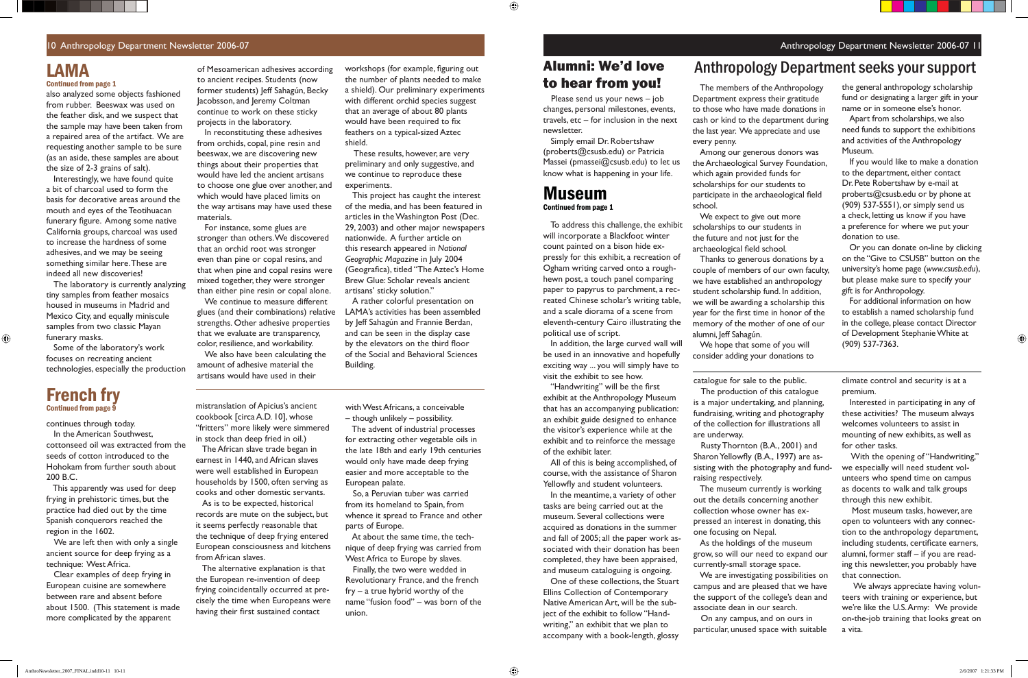## LAMA

**Continued from page 1**

also analyzed some objects fashioned from rubber. Beeswax was used on the feather disk, and we suspect that the sample may have been taken from a repaired area of the artifact. We are requesting another sample to be sure (as an aside, these samples are about the size of 2-3 grains of salt).

Interestingly, we have found quite a bit of charcoal used to form the basis for decorative areas around the mouth and eyes of the Teotihuacan funerary figure. Among some native California groups, charcoal was used to increase the hardness of some adhesives, and we may be seeing something similar here. These are indeed all new discoveries!

The laboratory is currently analyzing tiny samples from feather mosaics housed in museums in Madrid and Mexico City, and equally miniscule samples from two classic Mayan funerary masks.

Some of the laboratory's work focuses on recreating ancient technologies, especially the production of Mesoamerican adhesives according to ancient recipes. Students (now former students) Jeff Sahagún, Becky Jacobsson, and Jeremy Coltman continue to work on these sticky projects in the laboratory.

In reconstituting these adhesives from orchids, copal, pine resin and beeswax, we are discovering new things about their properties that would have led the ancient artisans to choose one glue over another, and which would have placed limits on the way artisans may have used these materials.

For instance, some glues are stronger than others. We discovered that an orchid root was stronger even than pine or copal resins, and that when pine and copal resins were mixed together, they were stronger than either pine resin or copal alone.

We continue to measure different glues (and their combinations) relative strengths. Other adhesive properties that we evaluate are transparency, color, resilience, and workability.

We also have been calculating the amount of adhesive material the artisans would have used in their workshops (for example, figuring out the number of plants needed to make a shield). Our preliminary experiments with different orchid species suggest that an average of about 80 plants would have been required to fix feathers on a typical-sized Aztec shield.

These results, however, are very preliminary and only suggestive, and we continue to reproduce these experiments.

This project has caught the interest of the media, and has been featured in articles in the Washington Post (Dec. 29, 2003) and other major newspapers nationwide. A further article on this research appeared in *National Geographic Magazine* in July 2004 (Geografica), titled "The Aztec's Home Brew Glue: Starch reveals ancient artisans' sticky solution."

A rather colorful presentation on LAMA's activities has been assembled by Jeff Sahagún and Frannie Berdan, and can be seen in the display case by the elevators on the third floor of the Social and Behavioral Sciences Building.

## French fry

**Continued from page 9**

continues through today.

In the American Southwest, cottonseed oil was extracted from the seeds of cotton introduced to the Hohokam from further south about 200 B.C.

This apparently was used for deep frying in prehistoric times, but the practice had died out by the time Spanish conquerors reached the region in the 1602.

We are left then with only a single ancient source for deep frying as a technique: West Africa.

Clear examples of deep frying in European cuisine are somewhere between rare and absent before about 1500. (This statement is made more complicated by the apparent mistranslation of Apicius's ancient cookbook [circa A.D. 10], whose "fritters" more likely were simmered in stock than deep fried in oil.)

The African slave trade began in earnest in 1440, and African slaves were well established in European households by 1500, often serving as cooks and other domestic servants.

As is to be expected, historical records are mute on the subject, but it seems perfectly reasonable that the technique of deep frying entered European consciousness and kitchens from African slaves.

The alternative explanation is that the European re-invention of deep frying coincidentally occurred at precisely the time when Europeans were having their first sustained contact with West Africans, a conceivable – though unlikely – possibility.

The advent of industrial processes for extracting other vegetable oils in the late 18th and early 19th centuries would only have made deep frying easier and more acceptable to the European palate.

So, a Peruvian tuber was carried from its homeland to Spain, from whence it spread to France and other parts of Europe.

At about the same time, the technique of deep frying was carried from West Africa to Europe by slaves.

Finally, the two were wedded in Revolutionary France, and the french fry – a true hybrid worthy of the name "fusion food" – was born of the union.

## Alumni: We'd love to hear from you!

Please send us your news – job changes, personal milestones, events, travels, etc – for inclusion in the next newsletter.

Simply email Dr. Robertshaw (proberts@csusb.edu) or Patricia Massei (pmassei@csusb.edu) to let us know what is happening in your life.

## Museum

**Continued from page 1**

To address this challenge, the exhibit will incorporate a Blackfoot winter count painted on a bison hide expressly for this exhibit, a recreation of Ogham writing carved onto a rough-hewn post, a touch panel comparing paper to papyrus to parchment, a recreated Chinese scholar's writing table, and a scale diorama of a scene from eleventh-century Cairo illustrating the political use of script.

In addition, the large curved wall will be used in an innovative and hopefully exciting way ... you will simply have to visit the exhibit to see how.

"Handwriting" will be the first exhibit at the Anthropology Museum that has an accompanying publication: an exhibit guide designed to enhance the visitor's experience while at the exhibit and to reinforce the message of the exhibit later.

All of this is being accomplished, of course, with the assistance of Sharon Yellowfly and student volunteers.

In the meantime, a variety of other tasks are being carried out at the museum. Several collections were acquired as donations in the summer and fall of 2005; all the paper work associated with their donation has been completed, they have been appraised, and museum cataloguing is ongoing.

One of these collections, the Stuart Ellins Collection of Contemporary Native American Art, will be the subject of the exhibit to follow "Handwriting," an exhibit that we plan to accompany with a book-length, glossy catalogue for sale to the public.

The production of this catalogue is a major undertaking, and planning, fundraising, writing and photography of the collection for illustrations all are underway.

Rusty Thornton (B.A., 2001) and Sharon Yellowfly (B.A., 1997) are assisting with the photography and fund-raising respectively.

The museum currently is working out the details concerning another collection whose owner has expressed an interest in donating, this one focusing on Nepal.

As the holdings of the museum grow, so will our need to expand our currently-small storage space.

We are investigating possibilities on campus and are pleased that we have the support of the college's dean and associate dean in our search.

On any campus, and on ours in particular, unused space with suitable climate control and security is at a premium.

Interested in participating in any of these activities? The museum always welcomes volunteers to assist in mounting of new exhibits, as well as for other tasks.

With the opening of "Handwriting," we especially will need student volunteers who spend time on campus as docents to walk and talk groups through this new exhibit.

Most museum tasks, however, are open to volunteers with any connection to the anthropology department, including students, certificate earners, alumni, former staff – if you are reading this newsletter, you probably have that connection.

We always appreciate having volunteers with training or experience, but we're like the U.S. Army: We provide on-the-job training that looks great on a vita.

## Anthropology Department seeks your support

The members of the Anthropology Department express their gratitude to those who have made donations in cash or kind to the department during the last year. We appreciate and use every penny.

Among our generous donors was the Archaeological Survey Foundation, which again provided funds for scholarships for our students to participate in the archaeological field school.

We expect to give out more scholarships to our students in the future and not just for the archaeological field school.

Thanks to generous donations by a couple of members of our own faculty, we have established an anthropology student scholarship fund. In addition, we will be awarding a scholarship this year for the first time in honor of the memory of the mother of one of our alumni, Jeff Sahagún.

We hope that some of you will consider adding your donations to the general anthropology scholarship fund or designating a larger gift in your name or in someone else's honor.

Apart from scholarships, we also need funds to support the exhibitions and activities of the Anthropology Museum.

If you would like to make a donation to the department, either contact Dr. Pete Robertshaw by e-mail at proberts@csusb.edu or by phone at (909) 537-5551), or simply send us a check, letting us know if you have a preference for where we put your donation to use.

Or you can donate on-line by clicking on the "Give to CSUSB" button on the university's home page (*www.csusb.edu*), but please make sure to specify your gift is for Anthropology.

For additional information on how to establish a named scholarship fund in the college, please contact Director of Development Stephanie White at (909) 537-7363.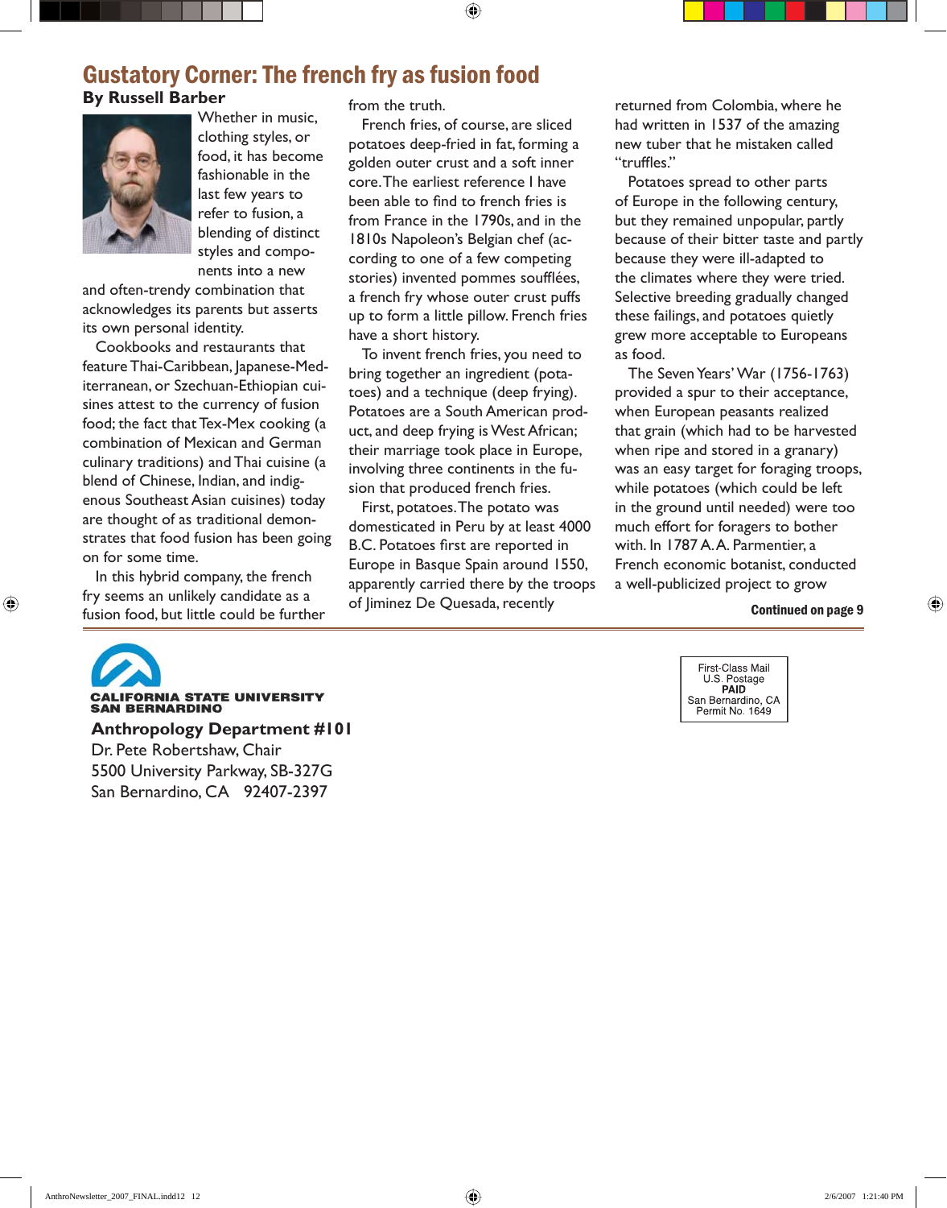## Gustatory Corner: The french fry as fusion food

**By Russell Barber**

Whether in music, clothing styles, or food, it has become fashionable in the last few years to refer to fusion, a blending of distinct styles and components into a new and often-trendy combination that acknowledges its parents but asserts its own personal identity.

Cookbooks and restaurants that feature Thai-Caribbean, Japanese-Mediterranean, or Szechuan-Ethiopian cuisines attest to the currency of fusion food; the fact that Tex-Mex cooking (a combination of Mexican and German culinary traditions) and Thai cuisine (a blend of Chinese, Indian, and indigenous Southeast Asian cuisines) today are thought of as traditional demonstrates that food fusion has been going on for some time.

In this hybrid company, the french fry seems an unlikely candidate as a fusion food, but little could be further from the truth.

French fries, of course, are sliced potatoes deep-fried in fat, forming a golden outer crust and a soft inner core. The earliest reference I have been able to find to french fries is from France in the 1790s, and in the 1810s Napoleon's Belgian chef (according to one of a few competing stories) invented pommes soufflées, a french fry whose outer crust puffs up to form a little pillow. French fries have a short history.

To invent french fries, you need to bring together an ingredient (potatoes) and a technique (deep frying). Potatoes are a South American product, and deep frying is West African; their marriage took place in Europe, involving three continents in the fusion that produced french fries.

First, potatoes. The potato was domesticated in Peru by at least 4000 B.C. Potatoes first are reported in Europe in Basque Spain around 1550, apparently carried there by the troops of Jiminez De Quesada, recently returned from Colombia, where he had written in 1537 of the amazing new tuber that he mistaken called "truffles."

Potatoes spread to other parts of Europe in the following century, but they remained unpopular, partly because of their bitter taste and partly because they were ill-adapted to the climates where they were tried. Selective breeding gradually changed these failings, and potatoes quietly grew more acceptable to Europeans as food.

The Seven Years' War (1756-1763) provided a spur to their acceptance, when European peasants realized that grain (which had to be harvested when ripe and stored in a granary) was an easy target for foraging troops, while potatoes (which could be left in the ground until needed) were too much effort for foragers to bother with. In 1787 A.A. Parmentier, a French economic botanist, conducted a well-publicized project to grow

**Continued on page 9**

**CALIFORNIA STATE UNIVERSITY SAN BERNARDINO**

**Anthropology Department #101**
Dr. Pete Robertshaw, Chair
5500 University Parkway, SB-327G
San Bernardino, CA 92407-2397

First-Class Mail
U.S. Postage
**PAID**
San Bernardino, CA
Permit No. 1649